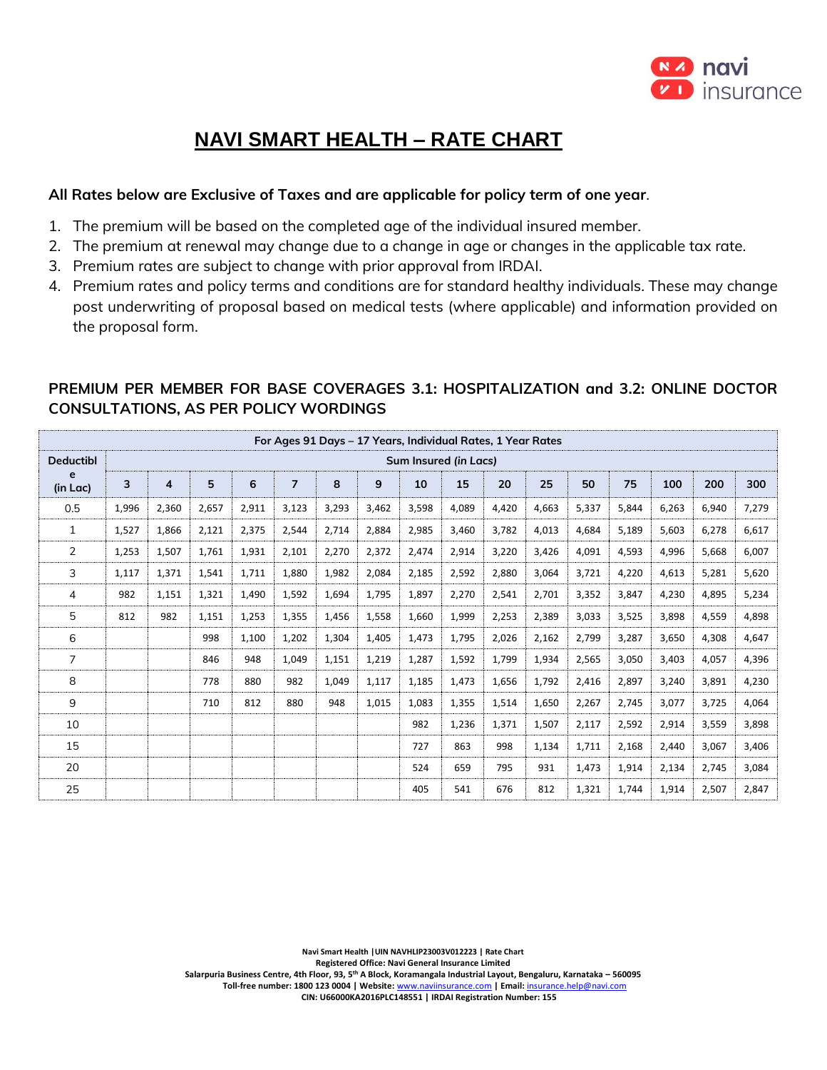# NAVI SMART HEALTH – RATE CHART

**All Rates below are Exclusive of Taxes and are applicable for policy term of one year**.

1. The premium will be based on the completed age of the individual insured member.
2. The premium at renewal may change due to a change in age or changes in the applicable tax rate.
3. Premium rates are subject to change with prior approval from IRDAI.
4. Premium rates and policy terms and conditions are for standard healthy individuals. These may change post underwriting of proposal based on medical tests (where applicable) and information provided on the proposal form.

## PREMIUM PER MEMBER FOR BASE COVERAGES 3.1: HOSPITALIZATION and 3.2: ONLINE DOCTOR CONSULTATIONS, AS PER POLICY WORDINGS

| For Ages 91 Days – 17 Years, Individual Rates, 1 Year Rates | | | | | | | | | | | | | | | | |
|---|---|---|---|---|---|---|---|---|---|---|---|---|---|---|---|---|
| Deductible (in Lac) | Sum Insured *(in Lacs)* | | | | | | | | | | | | | | | |
| | 3 | 4 | 5 | 6 | 7 | 8 | 9 | 10 | 15 | 20 | 25 | 50 | 75 | 100 | 200 | 300 |
| 0.5 | 1,996 | 2,360 | 2,657 | 2,911 | 3,123 | 3,293 | 3,462 | 3,598 | 4,089 | 4,420 | 4,663 | 5,337 | 5,844 | 6,263 | 6,940 | 7,279 |
| 1 | 1,527 | 1,866 | 2,121 | 2,375 | 2,544 | 2,714 | 2,884 | 2,985 | 3,460 | 3,782 | 4,013 | 4,684 | 5,189 | 5,603 | 6,278 | 6,617 |
| 2 | 1,253 | 1,507 | 1,761 | 1,931 | 2,101 | 2,270 | 2,372 | 2,474 | 2,914 | 3,220 | 3,426 | 4,091 | 4,593 | 4,996 | 5,668 | 6,007 |
| 3 | 1,117 | 1,371 | 1,541 | 1,711 | 1,880 | 1,982 | 2,084 | 2,185 | 2,592 | 2,880 | 3,064 | 3,721 | 4,220 | 4,613 | 5,281 | 5,620 |
| 4 | 982 | 1,151 | 1,321 | 1,490 | 1,592 | 1,694 | 1,795 | 1,897 | 2,270 | 2,541 | 2,701 | 3,352 | 3,847 | 4,230 | 4,895 | 5,234 |
| 5 | 812 | 982 | 1,151 | 1,253 | 1,355 | 1,456 | 1,558 | 1,660 | 1,999 | 2,253 | 2,389 | 3,033 | 3,525 | 3,898 | 4,559 | 4,898 |
| 6 | | | 998 | 1,100 | 1,202 | 1,304 | 1,405 | 1,473 | 1,795 | 2,026 | 2,162 | 2,799 | 3,287 | 3,650 | 4,308 | 4,647 |
| 7 | | | 846 | 948 | 1,049 | 1,151 | 1,219 | 1,287 | 1,592 | 1,799 | 1,934 | 2,565 | 3,050 | 3,403 | 4,057 | 4,396 |
| 8 | | | 778 | 880 | 982 | 1,049 | 1,117 | 1,185 | 1,473 | 1,656 | 1,792 | 2,416 | 2,897 | 3,240 | 3,891 | 4,230 |
| 9 | | | 710 | 812 | 880 | 948 | 1,015 | 1,083 | 1,355 | 1,514 | 1,650 | 2,267 | 2,745 | 3,077 | 3,725 | 4,064 |
| 10 | | | | | | | | 982 | 1,236 | 1,371 | 1,507 | 2,117 | 2,592 | 2,914 | 3,559 | 3,898 |
| 15 | | | | | | | | 727 | 863 | 998 | 1,134 | 1,711 | 2,168 | 2,440 | 3,067 | 3,406 |
| 20 | | | | | | | | 524 | 659 | 795 | 931 | 1,473 | 1,914 | 2,134 | 2,745 | 3,084 |
| 25 | | | | | | | | 405 | 541 | 676 | 812 | 1,321 | 1,744 | 1,914 | 2,507 | 2,847 |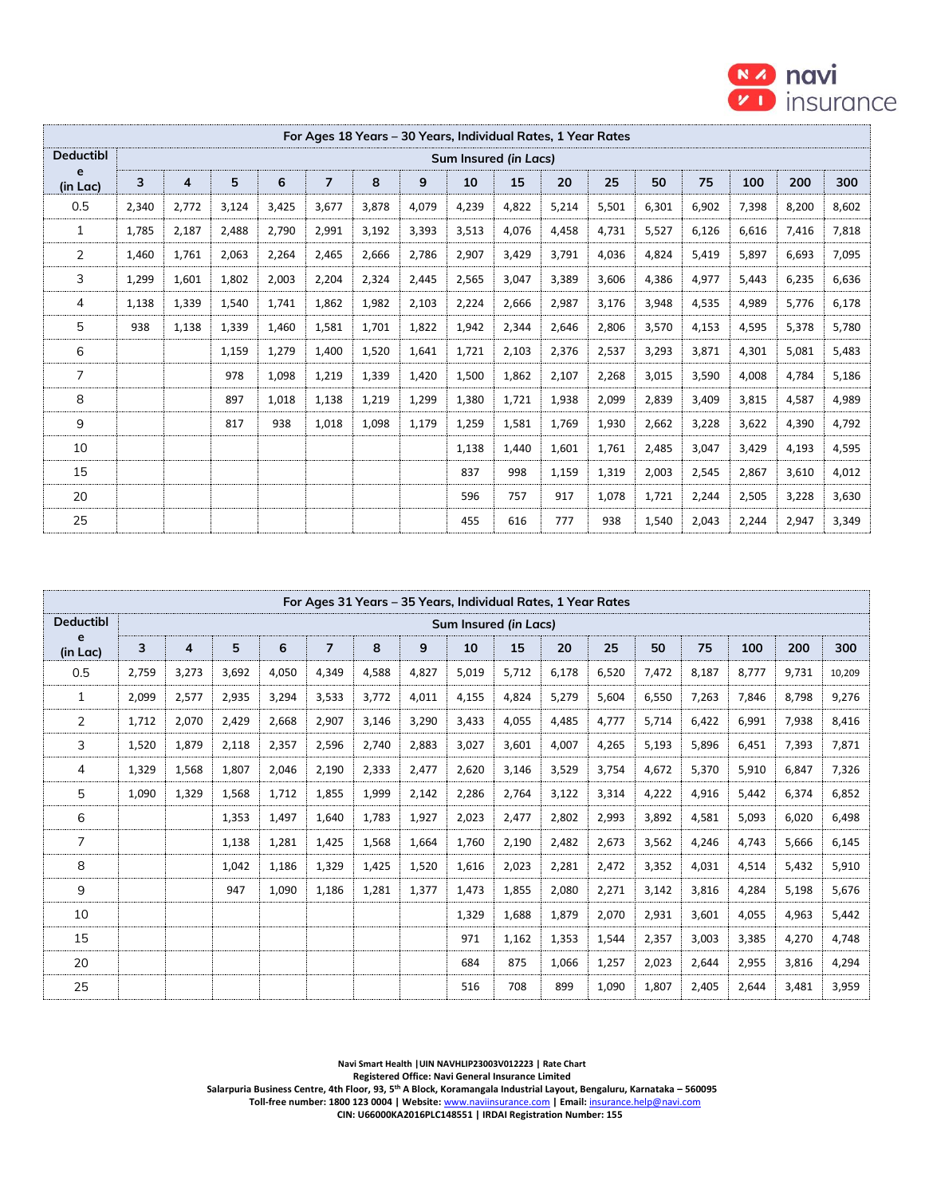| For Ages 18 Years – 30 Years, Individual Rates, 1 Year Rates | | | | | | | | | | | | | | | | |
|---|---|---|---|---|---|---|---|---|---|---|---|---|---|---|---|---|
| Deductible (in Lac) | Sum Insured (in Lacs) | | | | | | | | | | | | | | | |
| | 3 | 4 | 5 | 6 | 7 | 8 | 9 | 10 | 15 | 20 | 25 | 50 | 75 | 100 | 200 | 300 |
| 0.5 | 2,340 | 2,772 | 3,124 | 3,425 | 3,677 | 3,878 | 4,079 | 4,239 | 4,822 | 5,214 | 5,501 | 6,301 | 6,902 | 7,398 | 8,200 | 8,602 |
| 1 | 1,785 | 2,187 | 2,488 | 2,790 | 2,991 | 3,192 | 3,393 | 3,513 | 4,076 | 4,458 | 4,731 | 5,527 | 6,126 | 6,616 | 7,416 | 7,818 |
| 2 | 1,460 | 1,761 | 2,063 | 2,264 | 2,465 | 2,666 | 2,786 | 2,907 | 3,429 | 3,791 | 4,036 | 4,824 | 5,419 | 5,897 | 6,693 | 7,095 |
| 3 | 1,299 | 1,601 | 1,802 | 2,003 | 2,204 | 2,324 | 2,445 | 2,565 | 3,047 | 3,389 | 3,606 | 4,386 | 4,977 | 5,443 | 6,235 | 6,636 |
| 4 | 1,138 | 1,339 | 1,540 | 1,741 | 1,862 | 1,982 | 2,103 | 2,224 | 2,666 | 2,987 | 3,176 | 3,948 | 4,535 | 4,989 | 5,776 | 6,178 |
| 5 | 938 | 1,138 | 1,339 | 1,460 | 1,581 | 1,701 | 1,822 | 1,942 | 2,344 | 2,646 | 2,806 | 3,570 | 4,153 | 4,595 | 5,378 | 5,780 |
| 6 | | | 1,159 | 1,279 | 1,400 | 1,520 | 1,641 | 1,721 | 2,103 | 2,376 | 2,537 | 3,293 | 3,871 | 4,301 | 5,081 | 5,483 |
| 7 | | | 978 | 1,098 | 1,219 | 1,339 | 1,420 | 1,500 | 1,862 | 2,107 | 2,268 | 3,015 | 3,590 | 4,008 | 4,784 | 5,186 |
| 8 | | | 897 | 1,018 | 1,138 | 1,219 | 1,299 | 1,380 | 1,721 | 1,938 | 2,099 | 2,839 | 3,409 | 3,815 | 4,587 | 4,989 |
| 9 | | | 817 | 938 | 1,018 | 1,098 | 1,179 | 1,259 | 1,581 | 1,769 | 1,930 | 2,662 | 3,228 | 3,622 | 4,390 | 4,792 |
| 10 | | | | | | | | 1,138 | 1,440 | 1,601 | 1,761 | 2,485 | 3,047 | 3,429 | 4,193 | 4,595 |
| 15 | | | | | | | | 837 | 998 | 1,159 | 1,319 | 2,003 | 2,545 | 2,867 | 3,610 | 4,012 |
| 20 | | | | | | | | 596 | 757 | 917 | 1,078 | 1,721 | 2,244 | 2,505 | 3,228 | 3,630 |
| 25 | | | | | | | | 455 | 616 | 777 | 938 | 1,540 | 2,043 | 2,244 | 2,947 | 3,349 |

| For Ages 31 Years – 35 Years, Individual Rates, 1 Year Rates | | | | | | | | | | | | | | | | |
|---|---|---|---|---|---|---|---|---|---|---|---|---|---|---|---|---|
| Deductible (in Lac) | Sum Insured (in Lacs) | | | | | | | | | | | | | | | |
| | 3 | 4 | 5 | 6 | 7 | 8 | 9 | 10 | 15 | 20 | 25 | 50 | 75 | 100 | 200 | 300 |
| 0.5 | 2,759 | 3,273 | 3,692 | 4,050 | 4,349 | 4,588 | 4,827 | 5,019 | 5,712 | 6,178 | 6,520 | 7,472 | 8,187 | 8,777 | 9,731 | 10,209 |
| 1 | 2,099 | 2,577 | 2,935 | 3,294 | 3,533 | 3,772 | 4,011 | 4,155 | 4,824 | 5,279 | 5,604 | 6,550 | 7,263 | 7,846 | 8,798 | 9,276 |
| 2 | 1,712 | 2,070 | 2,429 | 2,668 | 2,907 | 3,146 | 3,290 | 3,433 | 4,055 | 4,485 | 4,777 | 5,714 | 6,422 | 6,991 | 7,938 | 8,416 |
| 3 | 1,520 | 1,879 | 2,118 | 2,357 | 2,596 | 2,740 | 2,883 | 3,027 | 3,601 | 4,007 | 4,265 | 5,193 | 5,896 | 6,451 | 7,393 | 7,871 |
| 4 | 1,329 | 1,568 | 1,807 | 2,046 | 2,190 | 2,333 | 2,477 | 2,620 | 3,146 | 3,529 | 3,754 | 4,672 | 5,370 | 5,910 | 6,847 | 7,326 |
| 5 | 1,090 | 1,329 | 1,568 | 1,712 | 1,855 | 1,999 | 2,142 | 2,286 | 2,764 | 3,122 | 3,314 | 4,222 | 4,916 | 5,442 | 6,374 | 6,852 |
| 6 | | | 1,353 | 1,497 | 1,640 | 1,783 | 1,927 | 2,023 | 2,477 | 2,802 | 2,993 | 3,892 | 4,581 | 5,093 | 6,020 | 6,498 |
| 7 | | | 1,138 | 1,281 | 1,425 | 1,568 | 1,664 | 1,760 | 2,190 | 2,482 | 2,673 | 3,562 | 4,246 | 4,743 | 5,666 | 6,145 |
| 8 | | | 1,042 | 1,186 | 1,329 | 1,425 | 1,520 | 1,616 | 2,023 | 2,281 | 2,472 | 3,352 | 4,031 | 4,514 | 5,432 | 5,910 |
| 9 | | | 947 | 1,090 | 1,186 | 1,281 | 1,377 | 1,473 | 1,855 | 2,080 | 2,271 | 3,142 | 3,816 | 4,284 | 5,198 | 5,676 |
| 10 | | | | | | | | 1,329 | 1,688 | 1,879 | 2,070 | 2,931 | 3,601 | 4,055 | 4,963 | 5,442 |
| 15 | | | | | | | | 971 | 1,162 | 1,353 | 1,544 | 2,357 | 3,003 | 3,385 | 4,270 | 4,748 |
| 20 | | | | | | | | 684 | 875 | 1,066 | 1,257 | 2,023 | 2,644 | 2,955 | 3,816 | 4,294 |
| 25 | | | | | | | | 516 | 708 | 899 | 1,090 | 1,807 | 2,405 | 2,644 | 3,481 | 3,959 |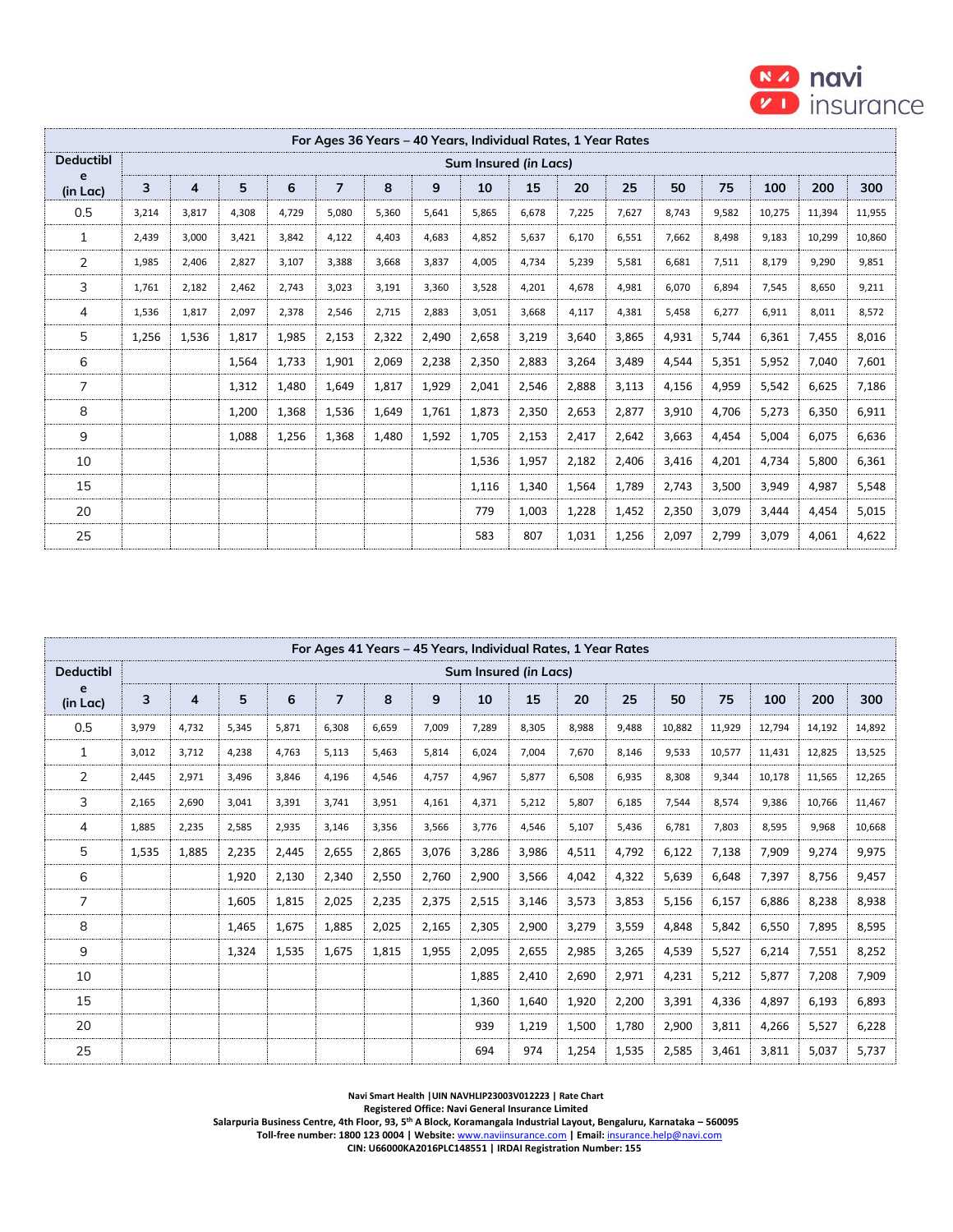| For Ages 36 Years – 40 Years, Individual Rates, 1 Year Rates | | | | | | | | | | | | | | | | |
|---|---|---|---|---|---|---|---|---|---|---|---|---|---|---|---|---|
| Deductible (in Lac) | Sum Insured (in Lacs) | | | | | | | | | | | | | | | |
| | 3 | 4 | 5 | 6 | 7 | 8 | 9 | 10 | 15 | 20 | 25 | 50 | 75 | 100 | 200 | 300 |
| 0.5 | 3,214 | 3,817 | 4,308 | 4,729 | 5,080 | 5,360 | 5,641 | 5,865 | 6,678 | 7,225 | 7,627 | 8,743 | 9,582 | 10,275 | 11,394 | 11,955 |
| 1 | 2,439 | 3,000 | 3,421 | 3,842 | 4,122 | 4,403 | 4,683 | 4,852 | 5,637 | 6,170 | 6,551 | 7,662 | 8,498 | 9,183 | 10,299 | 10,860 |
| 2 | 1,985 | 2,406 | 2,827 | 3,107 | 3,388 | 3,668 | 3,837 | 4,005 | 4,734 | 5,239 | 5,581 | 6,681 | 7,511 | 8,179 | 9,290 | 9,851 |
| 3 | 1,761 | 2,182 | 2,462 | 2,743 | 3,023 | 3,191 | 3,360 | 3,528 | 4,201 | 4,678 | 4,981 | 6,070 | 6,894 | 7,545 | 8,650 | 9,211 |
| 4 | 1,536 | 1,817 | 2,097 | 2,378 | 2,546 | 2,715 | 2,883 | 3,051 | 3,668 | 4,117 | 4,381 | 5,458 | 6,277 | 6,911 | 8,011 | 8,572 |
| 5 | 1,256 | 1,536 | 1,817 | 1,985 | 2,153 | 2,322 | 2,490 | 2,658 | 3,219 | 3,640 | 3,865 | 4,931 | 5,744 | 6,361 | 7,455 | 8,016 |
| 6 | | | 1,564 | 1,733 | 1,901 | 2,069 | 2,238 | 2,350 | 2,883 | 3,264 | 3,489 | 4,544 | 5,351 | 5,952 | 7,040 | 7,601 |
| 7 | | | 1,312 | 1,480 | 1,649 | 1,817 | 1,929 | 2,041 | 2,546 | 2,888 | 3,113 | 4,156 | 4,959 | 5,542 | 6,625 | 7,186 |
| 8 | | | 1,200 | 1,368 | 1,536 | 1,649 | 1,761 | 1,873 | 2,350 | 2,653 | 2,877 | 3,910 | 4,706 | 5,273 | 6,350 | 6,911 |
| 9 | | | 1,088 | 1,256 | 1,368 | 1,480 | 1,592 | 1,705 | 2,153 | 2,417 | 2,642 | 3,663 | 4,454 | 5,004 | 6,075 | 6,636 |
| 10 | | | | | | | | 1,536 | 1,957 | 2,182 | 2,406 | 3,416 | 4,201 | 4,734 | 5,800 | 6,361 |
| 15 | | | | | | | | 1,116 | 1,340 | 1,564 | 1,789 | 2,743 | 3,500 | 3,949 | 4,987 | 5,548 |
| 20 | | | | | | | | 779 | 1,003 | 1,228 | 1,452 | 2,350 | 3,079 | 3,444 | 4,454 | 5,015 |
| 25 | | | | | | | | 583 | 807 | 1,031 | 1,256 | 2,097 | 2,799 | 3,079 | 4,061 | 4,622 |

| For Ages 41 Years – 45 Years, Individual Rates, 1 Year Rates | | | | | | | | | | | | | | | | |
|---|---|---|---|---|---|---|---|---|---|---|---|---|---|---|---|---|
| Deductible (in Lac) | Sum Insured (in Lacs) | | | | | | | | | | | | | | | |
| | 3 | 4 | 5 | 6 | 7 | 8 | 9 | 10 | 15 | 20 | 25 | 50 | 75 | 100 | 200 | 300 |
| 0.5 | 3,979 | 4,732 | 5,345 | 5,871 | 6,308 | 6,659 | 7,009 | 7,289 | 8,305 | 8,988 | 9,488 | 10,882 | 11,929 | 12,794 | 14,192 | 14,892 |
| 1 | 3,012 | 3,712 | 4,238 | 4,763 | 5,113 | 5,463 | 5,814 | 6,024 | 7,004 | 7,670 | 8,146 | 9,533 | 10,577 | 11,431 | 12,825 | 13,525 |
| 2 | 2,445 | 2,971 | 3,496 | 3,846 | 4,196 | 4,546 | 4,757 | 4,967 | 5,877 | 6,508 | 6,935 | 8,308 | 9,344 | 10,178 | 11,565 | 12,265 |
| 3 | 2,165 | 2,690 | 3,041 | 3,391 | 3,741 | 3,951 | 4,161 | 4,371 | 5,212 | 5,807 | 6,185 | 7,544 | 8,574 | 9,386 | 10,766 | 11,467 |
| 4 | 1,885 | 2,235 | 2,585 | 2,935 | 3,146 | 3,356 | 3,566 | 3,776 | 4,546 | 5,107 | 5,436 | 6,781 | 7,803 | 8,595 | 9,968 | 10,668 |
| 5 | 1,535 | 1,885 | 2,235 | 2,445 | 2,655 | 2,865 | 3,076 | 3,286 | 3,986 | 4,511 | 4,792 | 6,122 | 7,138 | 7,909 | 9,274 | 9,975 |
| 6 | | | 1,920 | 2,130 | 2,340 | 2,550 | 2,760 | 2,900 | 3,566 | 4,042 | 4,322 | 5,639 | 6,648 | 7,397 | 8,756 | 9,457 |
| 7 | | | 1,605 | 1,815 | 2,025 | 2,235 | 2,375 | 2,515 | 3,146 | 3,573 | 3,853 | 5,156 | 6,157 | 6,886 | 8,238 | 8,938 |
| 8 | | | 1,465 | 1,675 | 1,885 | 2,025 | 2,165 | 2,305 | 2,900 | 3,279 | 3,559 | 4,848 | 5,842 | 6,550 | 7,895 | 8,595 |
| 9 | | | 1,324 | 1,535 | 1,675 | 1,815 | 1,955 | 2,095 | 2,655 | 2,985 | 3,265 | 4,539 | 5,527 | 6,214 | 7,551 | 8,252 |
| 10 | | | | | | | | 1,885 | 2,410 | 2,690 | 2,971 | 4,231 | 5,212 | 5,877 | 7,208 | 7,909 |
| 15 | | | | | | | | 1,360 | 1,640 | 1,920 | 2,200 | 3,391 | 4,336 | 4,897 | 6,193 | 6,893 |
| 20 | | | | | | | | 939 | 1,219 | 1,500 | 1,780 | 2,900 | 3,811 | 4,266 | 5,527 | 6,228 |
| 25 | | | | | | | | 694 | 974 | 1,254 | 1,535 | 2,585 | 3,461 | 3,811 | 5,037 | 5,737 |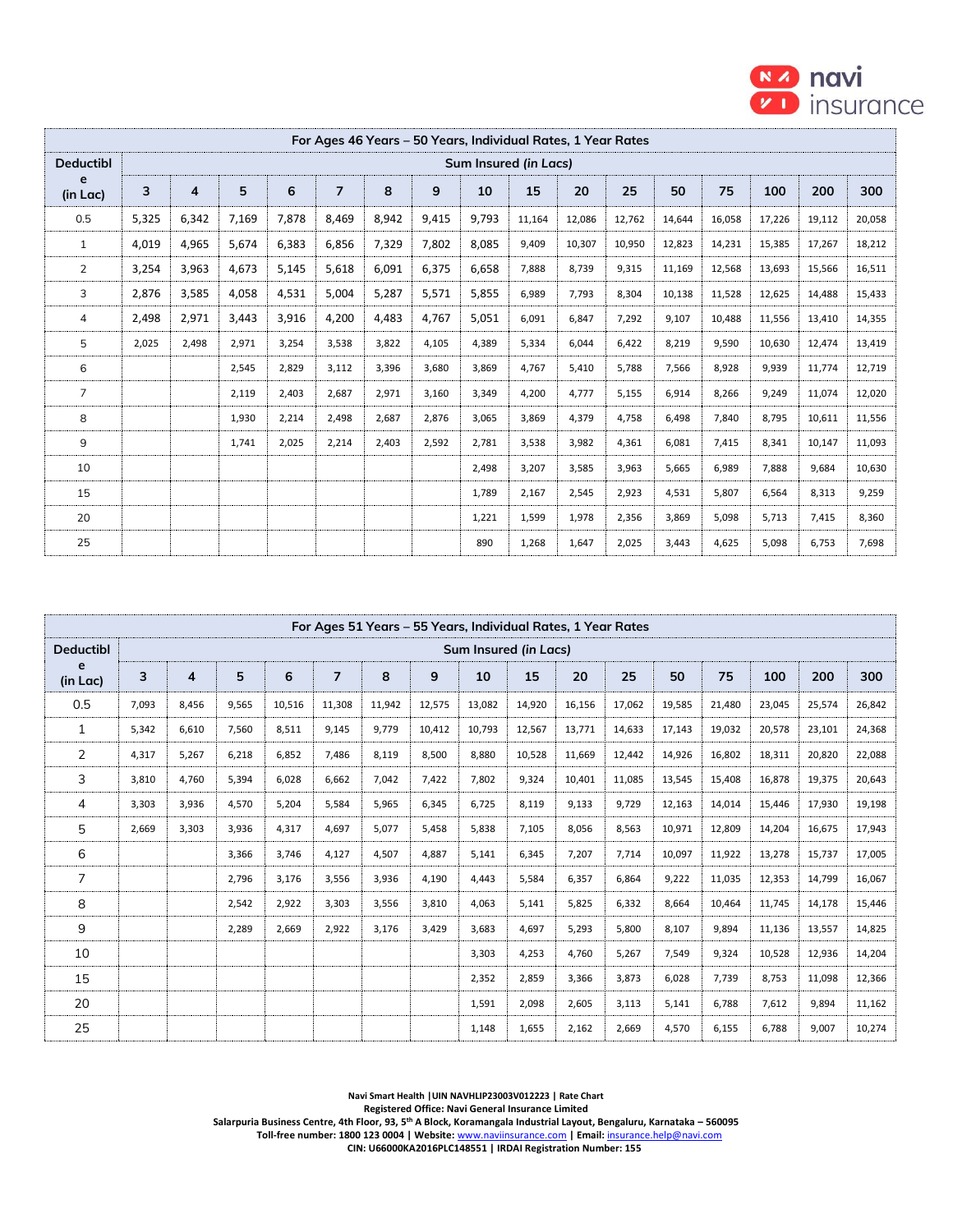| For Ages 46 Years – 50 Years, Individual Rates, 1 Year Rates | | | | | | | | | | | | | | | | |
|---|---|---|---|---|---|---|---|---|---|---|---|---|---|---|---|---|
| **Deductible (in Lac)** | **Sum Insured *(in Lacs)*** | | | | | | | | | | | | | | | |
| | **3** | **4** | **5** | **6** | **7** | **8** | **9** | **10** | **15** | **20** | **25** | **50** | **75** | **100** | **200** | **300** |
| 0.5 | 5,325 | 6,342 | 7,169 | 7,878 | 8,469 | 8,942 | 9,415 | 9,793 | 11,164 | 12,086 | 12,762 | 14,644 | 16,058 | 17,226 | 19,112 | 20,058 |
| 1 | 4,019 | 4,965 | 5,674 | 6,383 | 6,856 | 7,329 | 7,802 | 8,085 | 9,409 | 10,307 | 10,950 | 12,823 | 14,231 | 15,385 | 17,267 | 18,212 |
| 2 | 3,254 | 3,963 | 4,673 | 5,145 | 5,618 | 6,091 | 6,375 | 6,658 | 7,888 | 8,739 | 9,315 | 11,169 | 12,568 | 13,693 | 15,566 | 16,511 |
| 3 | 2,876 | 3,585 | 4,058 | 4,531 | 5,004 | 5,287 | 5,571 | 5,855 | 6,989 | 7,793 | 8,304 | 10,138 | 11,528 | 12,625 | 14,488 | 15,433 |
| 4 | 2,498 | 2,971 | 3,443 | 3,916 | 4,200 | 4,483 | 4,767 | 5,051 | 6,091 | 6,847 | 7,292 | 9,107 | 10,488 | 11,556 | 13,410 | 14,355 |
| 5 | 2,025 | 2,498 | 2,971 | 3,254 | 3,538 | 3,822 | 4,105 | 4,389 | 5,334 | 6,044 | 6,422 | 8,219 | 9,590 | 10,630 | 12,474 | 13,419 |
| 6 | | | 2,545 | 2,829 | 3,112 | 3,396 | 3,680 | 3,869 | 4,767 | 5,410 | 5,788 | 7,566 | 8,928 | 9,939 | 11,774 | 12,719 |
| 7 | | | 2,119 | 2,403 | 2,687 | 2,971 | 3,160 | 3,349 | 4,200 | 4,777 | 5,155 | 6,914 | 8,266 | 9,249 | 11,074 | 12,020 |
| 8 | | | 1,930 | 2,214 | 2,498 | 2,687 | 2,876 | 3,065 | 3,869 | 4,379 | 4,758 | 6,498 | 7,840 | 8,795 | 10,611 | 11,556 |
| 9 | | | 1,741 | 2,025 | 2,214 | 2,403 | 2,592 | 2,781 | 3,538 | 3,982 | 4,361 | 6,081 | 7,415 | 8,341 | 10,147 | 11,093 |
| 10 | | | | | | | | 2,498 | 3,207 | 3,585 | 3,963 | 5,665 | 6,989 | 7,888 | 9,684 | 10,630 |
| 15 | | | | | | | | 1,789 | 2,167 | 2,545 | 2,923 | 4,531 | 5,807 | 6,564 | 8,313 | 9,259 |
| 20 | | | | | | | | 1,221 | 1,599 | 1,978 | 2,356 | 3,869 | 5,098 | 5,713 | 7,415 | 8,360 |
| 25 | | | | | | | | 890 | 1,268 | 1,647 | 2,025 | 3,443 | 4,625 | 5,098 | 6,753 | 7,698 |

| For Ages 51 Years – 55 Years, Individual Rates, 1 Year Rates | | | | | | | | | | | | | | | | |
|---|---|---|---|---|---|---|---|---|---|---|---|---|---|---|---|---|
| **Deductible (in Lac)** | **Sum Insured *(in Lacs)*** | | | | | | | | | | | | | | | |
| | **3** | **4** | **5** | **6** | **7** | **8** | **9** | **10** | **15** | **20** | **25** | **50** | **75** | **100** | **200** | **300** |
| 0.5 | 7,093 | 8,456 | 9,565 | 10,516 | 11,308 | 11,942 | 12,575 | 13,082 | 14,920 | 16,156 | 17,062 | 19,585 | 21,480 | 23,045 | 25,574 | 26,842 |
| 1 | 5,342 | 6,610 | 7,560 | 8,511 | 9,145 | 9,779 | 10,412 | 10,793 | 12,567 | 13,771 | 14,633 | 17,143 | 19,032 | 20,578 | 23,101 | 24,368 |
| 2 | 4,317 | 5,267 | 6,218 | 6,852 | 7,486 | 8,119 | 8,500 | 8,880 | 10,528 | 11,669 | 12,442 | 14,926 | 16,802 | 18,311 | 20,820 | 22,088 |
| 3 | 3,810 | 4,760 | 5,394 | 6,028 | 6,662 | 7,042 | 7,422 | 7,802 | 9,324 | 10,401 | 11,085 | 13,545 | 15,408 | 16,878 | 19,375 | 20,643 |
| 4 | 3,303 | 3,936 | 4,570 | 5,204 | 5,584 | 5,965 | 6,345 | 6,725 | 8,119 | 9,133 | 9,729 | 12,163 | 14,014 | 15,446 | 17,930 | 19,198 |
| 5 | 2,669 | 3,303 | 3,936 | 4,317 | 4,697 | 5,077 | 5,458 | 5,838 | 7,105 | 8,056 | 8,563 | 10,971 | 12,809 | 14,204 | 16,675 | 17,943 |
| 6 | | | 3,366 | 3,746 | 4,127 | 4,507 | 4,887 | 5,141 | 6,345 | 7,207 | 7,714 | 10,097 | 11,922 | 13,278 | 15,737 | 17,005 |
| 7 | | | 2,796 | 3,176 | 3,556 | 3,936 | 4,190 | 4,443 | 5,584 | 6,357 | 6,864 | 9,222 | 11,035 | 12,353 | 14,799 | 16,067 |
| 8 | | | 2,542 | 2,922 | 3,303 | 3,556 | 3,810 | 4,063 | 5,141 | 5,825 | 6,332 | 8,664 | 10,464 | 11,745 | 14,178 | 15,446 |
| 9 | | | 2,289 | 2,669 | 2,922 | 3,176 | 3,429 | 3,683 | 4,697 | 5,293 | 5,800 | 8,107 | 9,894 | 11,136 | 13,557 | 14,825 |
| 10 | | | | | | | | 3,303 | 4,253 | 4,760 | 5,267 | 7,549 | 9,324 | 10,528 | 12,936 | 14,204 |
| 15 | | | | | | | | 2,352 | 2,859 | 3,366 | 3,873 | 6,028 | 7,739 | 8,753 | 11,098 | 12,366 |
| 20 | | | | | | | | 1,591 | 2,098 | 2,605 | 3,113 | 5,141 | 6,788 | 7,612 | 9,894 | 11,162 |
| 25 | | | | | | | | 1,148 | 1,655 | 2,162 | 2,669 | 4,570 | 6,155 | 6,788 | 9,007 | 10,274 |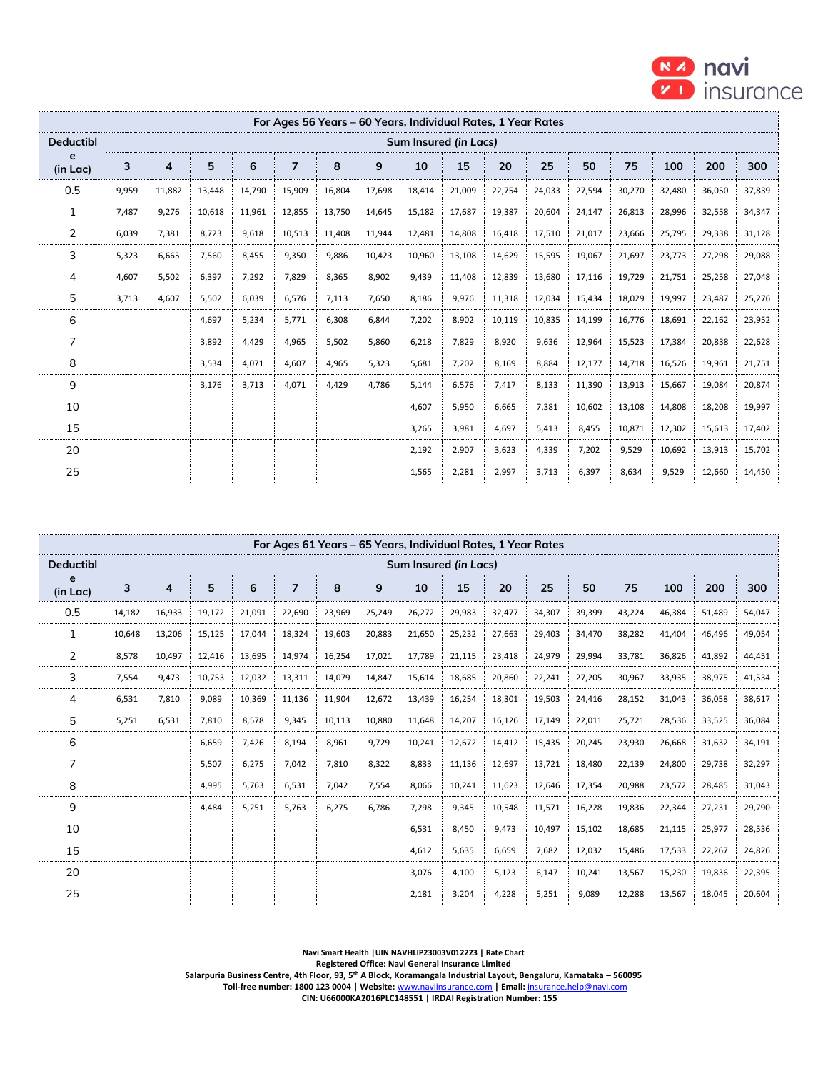| For Ages 56 Years – 60 Years, Individual Rates, 1 Year Rates | | | | | | | | | | | | | | | | |
|---|---|---|---|---|---|---|---|---|---|---|---|---|---|---|---|---|
| Deductible (in Lac) | Sum Insured (in Lacs) | | | | | | | | | | | | | | | |
| | 3 | 4 | 5 | 6 | 7 | 8 | 9 | 10 | 15 | 20 | 25 | 50 | 75 | 100 | 200 | 300 |
| 0.5 | 9,959 | 11,882 | 13,448 | 14,790 | 15,909 | 16,804 | 17,698 | 18,414 | 21,009 | 22,754 | 24,033 | 27,594 | 30,270 | 32,480 | 36,050 | 37,839 |
| 1 | 7,487 | 9,276 | 10,618 | 11,961 | 12,855 | 13,750 | 14,645 | 15,182 | 17,687 | 19,387 | 20,604 | 24,147 | 26,813 | 28,996 | 32,558 | 34,347 |
| 2 | 6,039 | 7,381 | 8,723 | 9,618 | 10,513 | 11,408 | 11,944 | 12,481 | 14,808 | 16,418 | 17,510 | 21,017 | 23,666 | 25,795 | 29,338 | 31,128 |
| 3 | 5,323 | 6,665 | 7,560 | 8,455 | 9,350 | 9,886 | 10,423 | 10,960 | 13,108 | 14,629 | 15,595 | 19,067 | 21,697 | 23,773 | 27,298 | 29,088 |
| 4 | 4,607 | 5,502 | 6,397 | 7,292 | 7,829 | 8,365 | 8,902 | 9,439 | 11,408 | 12,839 | 13,680 | 17,116 | 19,729 | 21,751 | 25,258 | 27,048 |
| 5 | 3,713 | 4,607 | 5,502 | 6,039 | 6,576 | 7,113 | 7,650 | 8,186 | 9,976 | 11,318 | 12,034 | 15,434 | 18,029 | 19,997 | 23,487 | 25,276 |
| 6 | | | 4,697 | 5,234 | 5,771 | 6,308 | 6,844 | 7,202 | 8,902 | 10,119 | 10,835 | 14,199 | 16,776 | 18,691 | 22,162 | 23,952 |
| 7 | | | 3,892 | 4,429 | 4,965 | 5,502 | 5,860 | 6,218 | 7,829 | 8,920 | 9,636 | 12,964 | 15,523 | 17,384 | 20,838 | 22,628 |
| 8 | | | 3,534 | 4,071 | 4,607 | 4,965 | 5,323 | 5,681 | 7,202 | 8,169 | 8,884 | 12,177 | 14,718 | 16,526 | 19,961 | 21,751 |
| 9 | | | 3,176 | 3,713 | 4,071 | 4,429 | 4,786 | 5,144 | 6,576 | 7,417 | 8,133 | 11,390 | 13,913 | 15,667 | 19,084 | 20,874 |
| 10 | | | | | | | | 4,607 | 5,950 | 6,665 | 7,381 | 10,602 | 13,108 | 14,808 | 18,208 | 19,997 |
| 15 | | | | | | | | 3,265 | 3,981 | 4,697 | 5,413 | 8,455 | 10,871 | 12,302 | 15,613 | 17,402 |
| 20 | | | | | | | | 2,192 | 2,907 | 3,623 | 4,339 | 7,202 | 9,529 | 10,692 | 13,913 | 15,702 |
| 25 | | | | | | | | 1,565 | 2,281 | 2,997 | 3,713 | 6,397 | 8,634 | 9,529 | 12,660 | 14,450 |

| For Ages 61 Years – 65 Years, Individual Rates, 1 Year Rates | | | | | | | | | | | | | | | | |
|---|---|---|---|---|---|---|---|---|---|---|---|---|---|---|---|---|
| Deductible (in Lac) | Sum Insured (in Lacs) | | | | | | | | | | | | | | | |
| | 3 | 4 | 5 | 6 | 7 | 8 | 9 | 10 | 15 | 20 | 25 | 50 | 75 | 100 | 200 | 300 |
| 0.5 | 14,182 | 16,933 | 19,172 | 21,091 | 22,690 | 23,969 | 25,249 | 26,272 | 29,983 | 32,477 | 34,307 | 39,399 | 43,224 | 46,384 | 51,489 | 54,047 |
| 1 | 10,648 | 13,206 | 15,125 | 17,044 | 18,324 | 19,603 | 20,883 | 21,650 | 25,232 | 27,663 | 29,403 | 34,470 | 38,282 | 41,404 | 46,496 | 49,054 |
| 2 | 8,578 | 10,497 | 12,416 | 13,695 | 14,974 | 16,254 | 17,021 | 17,789 | 21,115 | 23,418 | 24,979 | 29,994 | 33,781 | 36,826 | 41,892 | 44,451 |
| 3 | 7,554 | 9,473 | 10,753 | 12,032 | 13,311 | 14,079 | 14,847 | 15,614 | 18,685 | 20,860 | 22,241 | 27,205 | 30,967 | 33,935 | 38,975 | 41,534 |
| 4 | 6,531 | 7,810 | 9,089 | 10,369 | 11,136 | 11,904 | 12,672 | 13,439 | 16,254 | 18,301 | 19,503 | 24,416 | 28,152 | 31,043 | 36,058 | 38,617 |
| 5 | 5,251 | 6,531 | 7,810 | 8,578 | 9,345 | 10,113 | 10,880 | 11,648 | 14,207 | 16,126 | 17,149 | 22,011 | 25,721 | 28,536 | 33,525 | 36,084 |
| 6 | | | 6,659 | 7,426 | 8,194 | 8,961 | 9,729 | 10,241 | 12,672 | 14,412 | 15,435 | 20,245 | 23,930 | 26,668 | 31,632 | 34,191 |
| 7 | | | 5,507 | 6,275 | 7,042 | 7,810 | 8,322 | 8,833 | 11,136 | 12,697 | 13,721 | 18,480 | 22,139 | 24,800 | 29,738 | 32,297 |
| 8 | | | 4,995 | 5,763 | 6,531 | 7,042 | 7,554 | 8,066 | 10,241 | 11,623 | 12,646 | 17,354 | 20,988 | 23,572 | 28,485 | 31,043 |
| 9 | | | 4,484 | 5,251 | 5,763 | 6,275 | 6,786 | 7,298 | 9,345 | 10,548 | 11,571 | 16,228 | 19,836 | 22,344 | 27,231 | 29,790 |
| 10 | | | | | | | | 6,531 | 8,450 | 9,473 | 10,497 | 15,102 | 18,685 | 21,115 | 25,977 | 28,536 |
| 15 | | | | | | | | 4,612 | 5,635 | 6,659 | 7,682 | 12,032 | 15,486 | 17,533 | 22,267 | 24,826 |
| 20 | | | | | | | | 3,076 | 4,100 | 5,123 | 6,147 | 10,241 | 13,567 | 15,230 | 19,836 | 22,395 |
| 25 | | | | | | | | 2,181 | 3,204 | 4,228 | 5,251 | 9,089 | 12,288 | 13,567 | 18,045 | 20,604 |

**Navi Smart Health | UIN NAVHLIP23003V012223 | Rate Chart**
**Registered Office: Navi General Insurance Limited**
**Salarpuria Business Centre, 4th Floor, 93, 5th A Block, Koramangala Industrial Layout, Bengaluru, Karnataka – 560095**
**Toll-free number: 1800 123 0004 | Website:** www.naviinsurance.com **| Email:** insurance.help@navi.com
**CIN: U66000KA2016PLC148551 | IRDAI Registration Number: 155**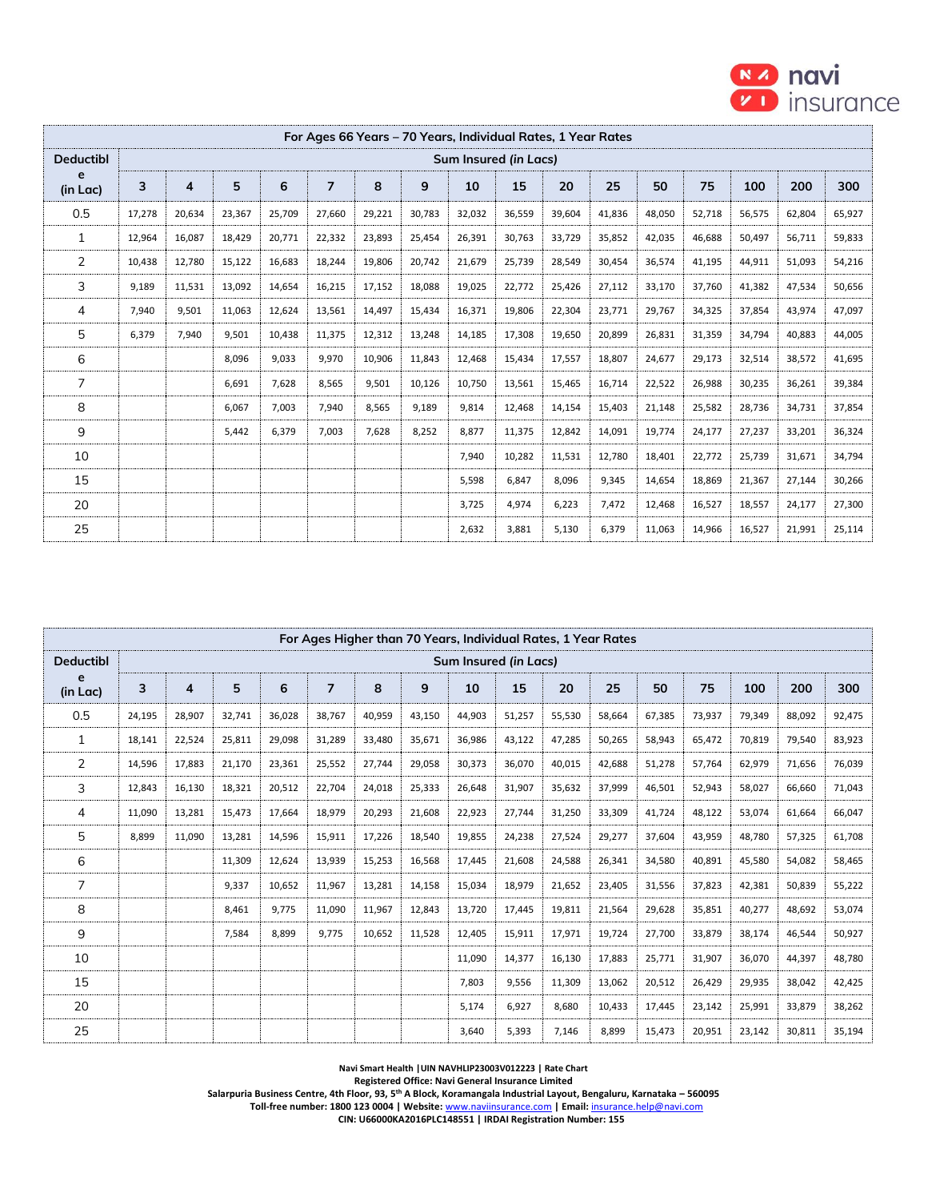| For Ages 66 Years – 70 Years, Individual Rates, 1 Year Rates | | | | | | | | | | | | | | | | |
|---|---|---|---|---|---|---|---|---|---|---|---|---|---|---|---|---|
| Deductible (in Lac) | Sum Insured *(in Lacs)* | | | | | | | | | | | | | | | |
| | 3 | 4 | 5 | 6 | 7 | 8 | 9 | 10 | 15 | 20 | 25 | 50 | 75 | 100 | 200 | 300 |
| 0.5 | 17,278 | 20,634 | 23,367 | 25,709 | 27,660 | 29,221 | 30,783 | 32,032 | 36,559 | 39,604 | 41,836 | 48,050 | 52,718 | 56,575 | 62,804 | 65,927 |
| 1 | 12,964 | 16,087 | 18,429 | 20,771 | 22,332 | 23,893 | 25,454 | 26,391 | 30,763 | 33,729 | 35,852 | 42,035 | 46,688 | 50,497 | 56,711 | 59,833 |
| 2 | 10,438 | 12,780 | 15,122 | 16,683 | 18,244 | 19,806 | 20,742 | 21,679 | 25,739 | 28,549 | 30,454 | 36,574 | 41,195 | 44,911 | 51,093 | 54,216 |
| 3 | 9,189 | 11,531 | 13,092 | 14,654 | 16,215 | 17,152 | 18,088 | 19,025 | 22,772 | 25,426 | 27,112 | 33,170 | 37,760 | 41,382 | 47,534 | 50,656 |
| 4 | 7,940 | 9,501 | 11,063 | 12,624 | 13,561 | 14,497 | 15,434 | 16,371 | 19,806 | 22,304 | 23,771 | 29,767 | 34,325 | 37,854 | 43,974 | 47,097 |
| 5 | 6,379 | 7,940 | 9,501 | 10,438 | 11,375 | 12,312 | 13,248 | 14,185 | 17,308 | 19,650 | 20,899 | 26,831 | 31,359 | 34,794 | 40,883 | 44,005 |
| 6 | | | 8,096 | 9,033 | 9,970 | 10,906 | 11,843 | 12,468 | 15,434 | 17,557 | 18,807 | 24,677 | 29,173 | 32,514 | 38,572 | 41,695 |
| 7 | | | 6,691 | 7,628 | 8,565 | 9,501 | 10,126 | 10,750 | 13,561 | 15,465 | 16,714 | 22,522 | 26,988 | 30,235 | 36,261 | 39,384 |
| 8 | | | 6,067 | 7,003 | 7,940 | 8,565 | 9,189 | 9,814 | 12,468 | 14,154 | 15,403 | 21,148 | 25,582 | 28,736 | 34,731 | 37,854 |
| 9 | | | 5,442 | 6,379 | 7,003 | 7,628 | 8,252 | 8,877 | 11,375 | 12,842 | 14,091 | 19,774 | 24,177 | 27,237 | 33,201 | 36,324 |
| 10 | | | | | | | | 7,940 | 10,282 | 11,531 | 12,780 | 18,401 | 22,772 | 25,739 | 31,671 | 34,794 |
| 15 | | | | | | | | 5,598 | 6,847 | 8,096 | 9,345 | 14,654 | 18,869 | 21,367 | 27,144 | 30,266 |
| 20 | | | | | | | | 3,725 | 4,974 | 6,223 | 7,472 | 12,468 | 16,527 | 18,557 | 24,177 | 27,300 |
| 25 | | | | | | | | 2,632 | 3,881 | 5,130 | 6,379 | 11,063 | 14,966 | 16,527 | 21,991 | 25,114 |

| For Ages Higher than 70 Years, Individual Rates, 1 Year Rates | | | | | | | | | | | | | | | | |
|---|---|---|---|---|---|---|---|---|---|---|---|---|---|---|---|---|
| Deductible (in Lac) | Sum Insured *(in Lacs)* | | | | | | | | | | | | | | | |
| | 3 | 4 | 5 | 6 | 7 | 8 | 9 | 10 | 15 | 20 | 25 | 50 | 75 | 100 | 200 | 300 |
| 0.5 | 24,195 | 28,907 | 32,741 | 36,028 | 38,767 | 40,959 | 43,150 | 44,903 | 51,257 | 55,530 | 58,664 | 67,385 | 73,937 | 79,349 | 88,092 | 92,475 |
| 1 | 18,141 | 22,524 | 25,811 | 29,098 | 31,289 | 33,480 | 35,671 | 36,986 | 43,122 | 47,285 | 50,265 | 58,943 | 65,472 | 70,819 | 79,540 | 83,923 |
| 2 | 14,596 | 17,883 | 21,170 | 23,361 | 25,552 | 27,744 | 29,058 | 30,373 | 36,070 | 40,015 | 42,688 | 51,278 | 57,764 | 62,979 | 71,656 | 76,039 |
| 3 | 12,843 | 16,130 | 18,321 | 20,512 | 22,704 | 24,018 | 25,333 | 26,648 | 31,907 | 35,632 | 37,999 | 46,501 | 52,943 | 58,027 | 66,660 | 71,043 |
| 4 | 11,090 | 13,281 | 15,473 | 17,664 | 18,979 | 20,293 | 21,608 | 22,923 | 27,744 | 31,250 | 33,309 | 41,724 | 48,122 | 53,074 | 61,664 | 66,047 |
| 5 | 8,899 | 11,090 | 13,281 | 14,596 | 15,911 | 17,226 | 18,540 | 19,855 | 24,238 | 27,524 | 29,277 | 37,604 | 43,959 | 48,780 | 57,325 | 61,708 |
| 6 | | | 11,309 | 12,624 | 13,939 | 15,253 | 16,568 | 17,445 | 21,608 | 24,588 | 26,341 | 34,580 | 40,891 | 45,580 | 54,082 | 58,465 |
| 7 | | | 9,337 | 10,652 | 11,967 | 13,281 | 14,158 | 15,034 | 18,979 | 21,652 | 23,405 | 31,556 | 37,823 | 42,381 | 50,839 | 55,222 |
| 8 | | | 8,461 | 9,775 | 11,090 | 11,967 | 12,843 | 13,720 | 17,445 | 19,811 | 21,564 | 29,628 | 35,851 | 40,277 | 48,692 | 53,074 |
| 9 | | | 7,584 | 8,899 | 9,775 | 10,652 | 11,528 | 12,405 | 15,911 | 17,971 | 19,724 | 27,700 | 33,879 | 38,174 | 46,544 | 50,927 |
| 10 | | | | | | | | 11,090 | 14,377 | 16,130 | 17,883 | 25,771 | 31,907 | 36,070 | 44,397 | 48,780 |
| 15 | | | | | | | | 7,803 | 9,556 | 11,309 | 13,062 | 20,512 | 26,429 | 29,935 | 38,042 | 42,425 |
| 20 | | | | | | | | 5,174 | 6,927 | 8,680 | 10,433 | 17,445 | 23,142 | 25,991 | 33,879 | 38,262 |
| 25 | | | | | | | | 3,640 | 5,393 | 7,146 | 8,899 | 15,473 | 20,951 | 23,142 | 30,811 | 35,194 |

**Navi Smart Health |UIN NAVHLIP23003V012223 | Rate Chart**
**Registered Office: Navi General Insurance Limited**
**Salarpuria Business Centre, 4th Floor, 93, 5th A Block, Koramangala Industrial Layout, Bengaluru, Karnataka – 560095**
**Toll-free number: 1800 123 0004 | Website: www.naviinsurance.com | Email: insurance.help@navi.com**
**CIN: U66000KA2016PLC148551 | IRDAI Registration Number: 155**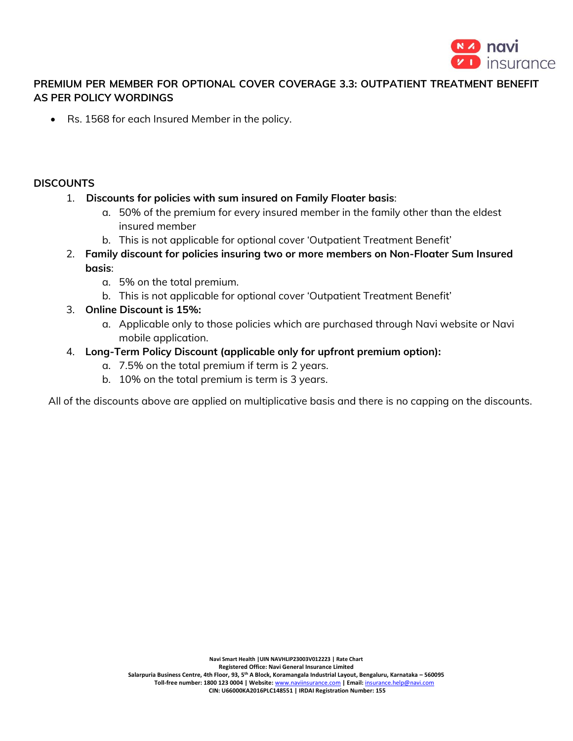## PREMIUM PER MEMBER FOR OPTIONAL COVER COVERAGE 3.3: OUTPATIENT TREATMENT BENEFIT AS PER POLICY WORDINGS

- Rs. 1568 for each Insured Member in the policy.

## DISCOUNTS

1. **Discounts for policies with sum insured on Family Floater basis**:
   a. 50% of the premium for every insured member in the family other than the eldest insured member
   b. This is not applicable for optional cover 'Outpatient Treatment Benefit'
2. **Family discount for policies insuring two or more members on Non-Floater Sum Insured basis**:
   a. 5% on the total premium.
   b. This is not applicable for optional cover 'Outpatient Treatment Benefit'
3. **Online Discount is 15%:**
   a. Applicable only to those policies which are purchased through Navi website or Navi mobile application.
4. **Long-Term Policy Discount (applicable only for upfront premium option):**
   a. 7.5% on the total premium if term is 2 years.
   b. 10% on the total premium is term is 3 years.

All of the discounts above are applied on multiplicative basis and there is no capping on the discounts.